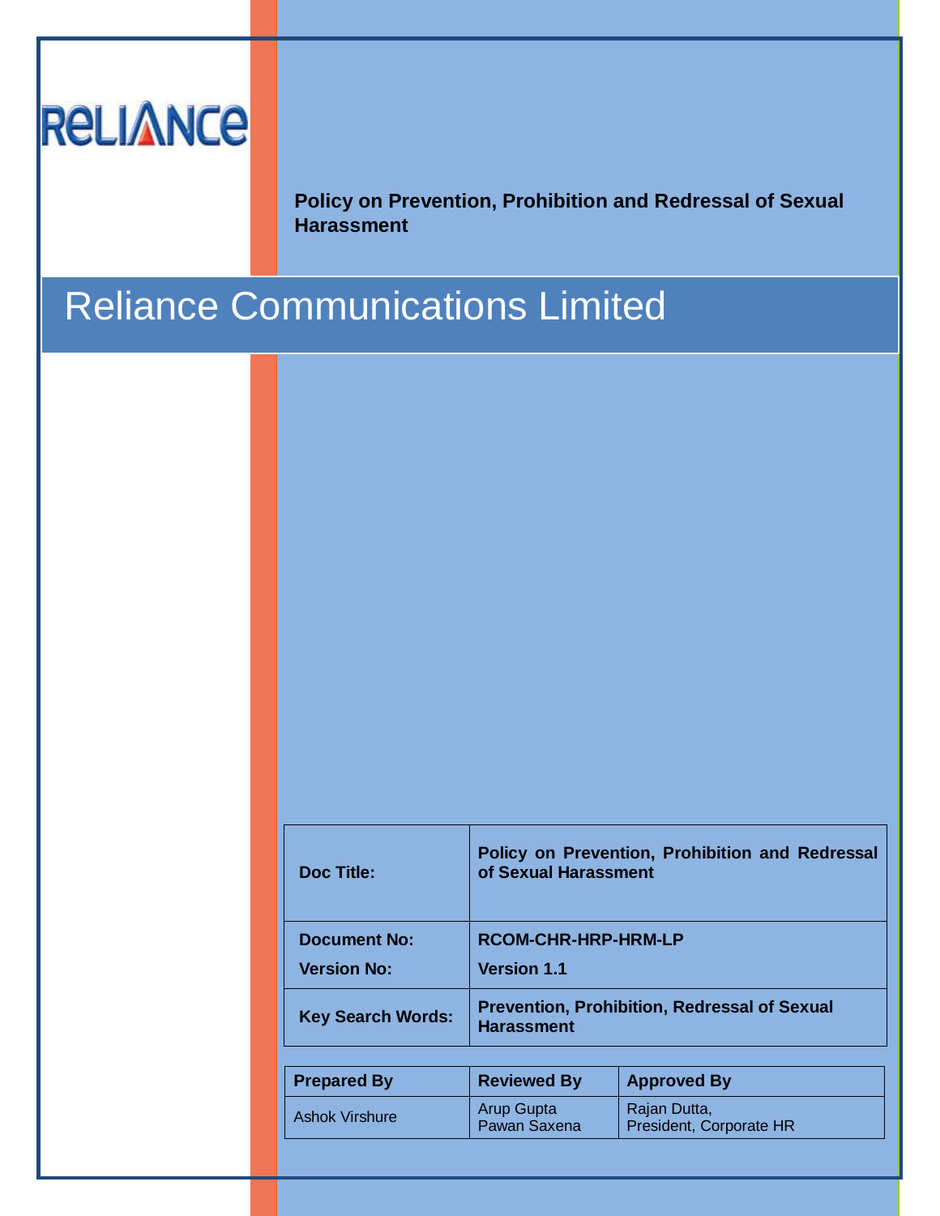RELIANCE

**Policy on Prevention, Prohibition and Redressal of Sexual Harassment**

# Reliance Communications Limited

| | |
|---|---|
| **Doc Title:** | **Policy on Prevention, Prohibition and Redressal of Sexual Harassment** |
| **Document No:** | **RCOM-CHR-HRP-HRM-LP** |
| **Version No:** | **Version 1.1** |
| **Key Search Words:** | **Prevention, Prohibition, Redressal of Sexual Harassment** |

| **Prepared By** | **Reviewed By** | **Approved By** |
|---|---|---|
| Ashok Virshure | Arup Gupta<br>Pawan Saxena | Rajan Dutta,<br>President, Corporate HR |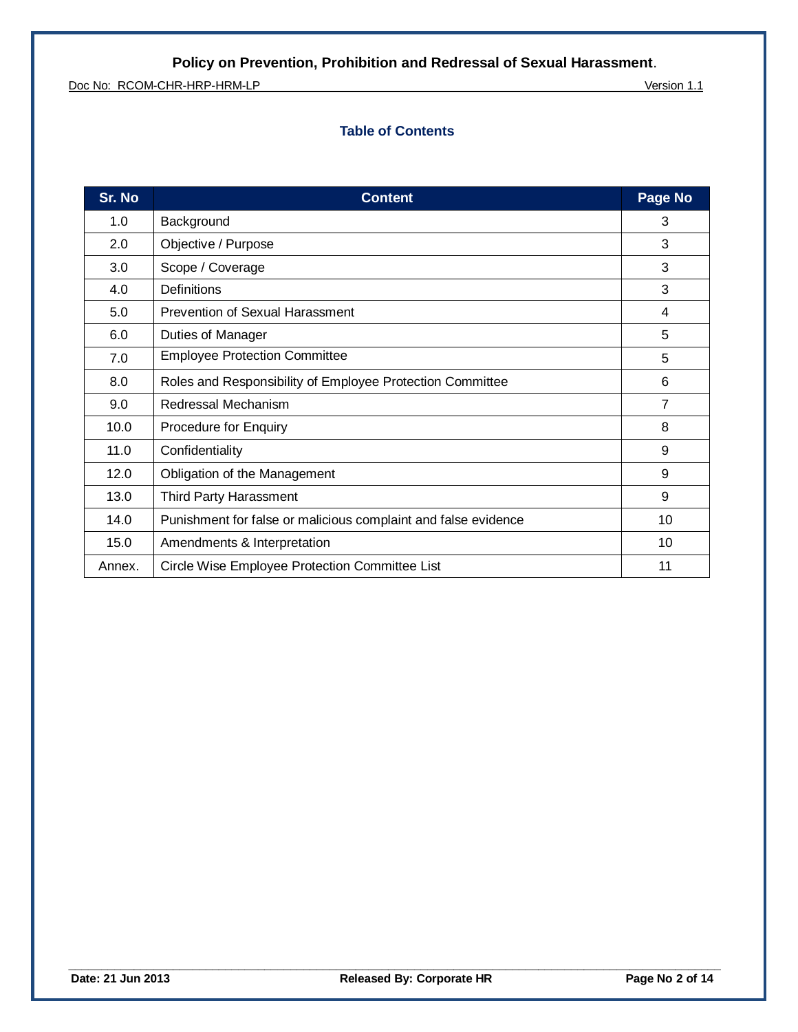## Table of Contents

| Sr. No | Content | Page No |
|---|---|---|
| 1.0 | Background | 3 |
| 2.0 | Objective / Purpose | 3 |
| 3.0 | Scope / Coverage | 3 |
| 4.0 | Definitions | 3 |
| 5.0 | Prevention of Sexual Harassment | 4 |
| 6.0 | Duties of Manager | 5 |
| 7.0 | Employee Protection Committee | 5 |
| 8.0 | Roles and Responsibility of Employee Protection Committee | 6 |
| 9.0 | Redressal Mechanism | 7 |
| 10.0 | Procedure for Enquiry | 8 |
| 11.0 | Confidentiality | 9 |
| 12.0 | Obligation of the Management | 9 |
| 13.0 | Third Party Harassment | 9 |
| 14.0 | Punishment for false or malicious complaint and false evidence | 10 |
| 15.0 | Amendments & Interpretation | 10 |
| Annex. | Circle Wise Employee Protection Committee List | 11 |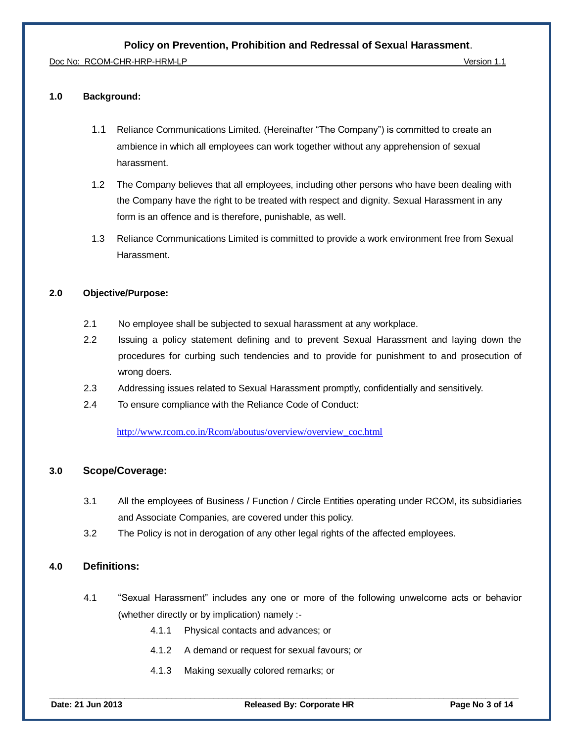## 1.0 Background:

1.1 Reliance Communications Limited. (Hereinafter "The Company") is committed to create an ambience in which all employees can work together without any apprehension of sexual harassment.

1.2 The Company believes that all employees, including other persons who have been dealing with the Company have the right to be treated with respect and dignity. Sexual Harassment in any form is an offence and is therefore, punishable, as well.

1.3 Reliance Communications Limited is committed to provide a work environment free from Sexual Harassment.

## 2.0 Objective/Purpose:

2.1 No employee shall be subjected to sexual harassment at any workplace.

2.2 Issuing a policy statement defining and to prevent Sexual Harassment and laying down the procedures for curbing such tendencies and to provide for punishment to and prosecution of wrong doers.

2.3 Addressing issues related to Sexual Harassment promptly, confidentially and sensitively.

2.4 To ensure compliance with the Reliance Code of Conduct:

http://www.rcom.co.in/Rcom/aboutus/overview/overview_coc.html

## 3.0 Scope/Coverage:

3.1 All the employees of Business / Function / Circle Entities operating under RCOM, its subsidiaries and Associate Companies, are covered under this policy.

3.2 The Policy is not in derogation of any other legal rights of the affected employees.

## 4.0 Definitions:

4.1 "Sexual Harassment" includes any one or more of the following unwelcome acts or behavior (whether directly or by implication) namely :-

4.1.1 Physical contacts and advances; or

4.1.2 A demand or request for sexual favours; or

4.1.3 Making sexually colored remarks; or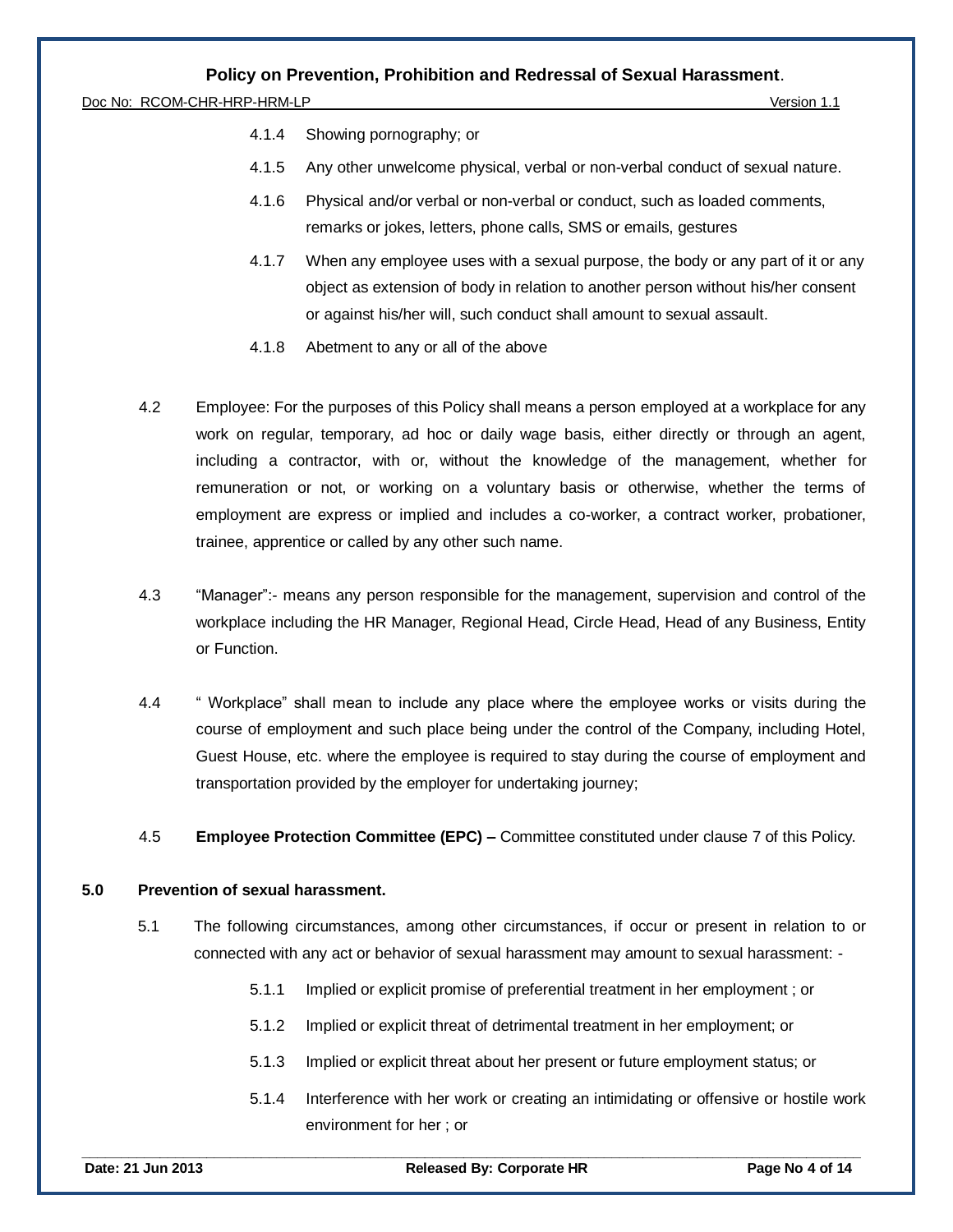4.1.4 Showing pornography; or

4.1.5 Any other unwelcome physical, verbal or non-verbal conduct of sexual nature.

4.1.6 Physical and/or verbal or non-verbal or conduct, such as loaded comments, remarks or jokes, letters, phone calls, SMS or emails, gestures

4.1.7 When any employee uses with a sexual purpose, the body or any part of it or any object as extension of body in relation to another person without his/her consent or against his/her will, such conduct shall amount to sexual assault.

4.1.8 Abetment to any or all of the above

4.2 Employee: For the purposes of this Policy shall means a person employed at a workplace for any work on regular, temporary, ad hoc or daily wage basis, either directly or through an agent, including a contractor, with or, without the knowledge of the management, whether for remuneration or not, or working on a voluntary basis or otherwise, whether the terms of employment are express or implied and includes a co-worker, a contract worker, probationer, trainee, apprentice or called by any other such name.

4.3 "Manager":- means any person responsible for the management, supervision and control of the workplace including the HR Manager, Regional Head, Circle Head, Head of any Business, Entity or Function.

4.4 " Workplace" shall mean to include any place where the employee works or visits during the course of employment and such place being under the control of the Company, including Hotel, Guest House, etc. where the employee is required to stay during the course of employment and transportation provided by the employer for undertaking journey;

4.5 **Employee Protection Committee (EPC) –** Committee constituted under clause 7 of this Policy.

## 5.0 Prevention of sexual harassment.

5.1 The following circumstances, among other circumstances, if occur or present in relation to or connected with any act or behavior of sexual harassment may amount to sexual harassment: -

5.1.1 Implied or explicit promise of preferential treatment in her employment ; or

5.1.2 Implied or explicit threat of detrimental treatment in her employment; or

5.1.3 Implied or explicit threat about her present or future employment status; or

5.1.4 Interference with her work or creating an intimidating or offensive or hostile work environment for her ; or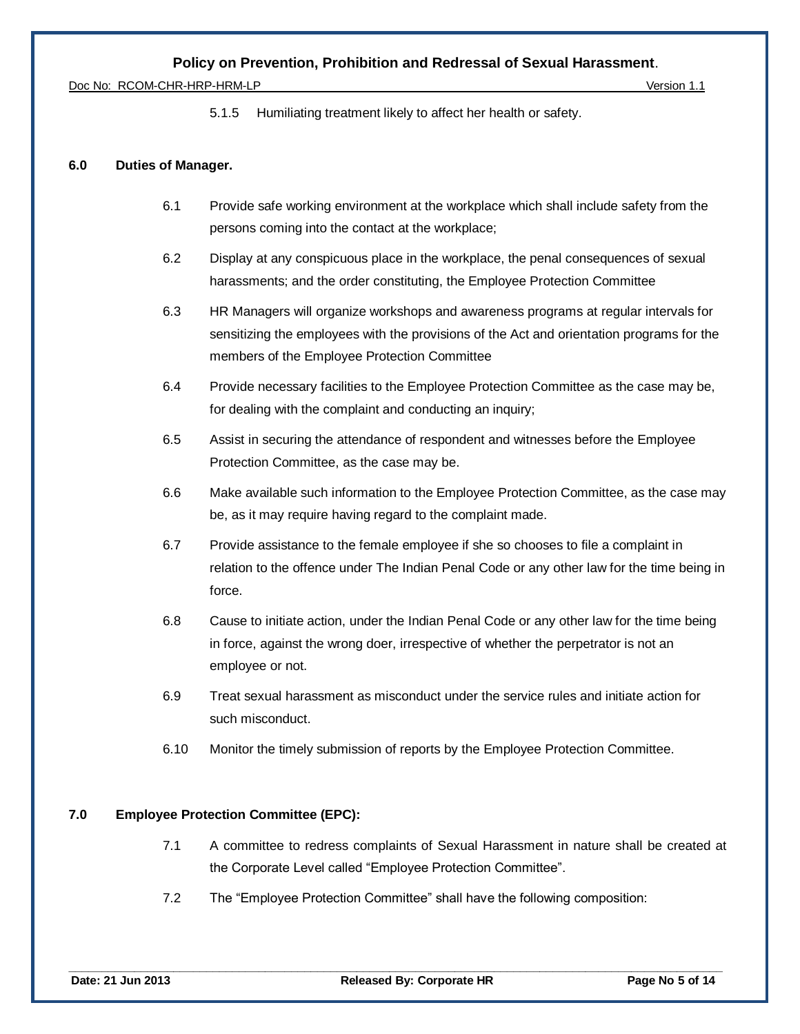5.1.5 Humiliating treatment likely to affect her health or safety.

## 6.0 Duties of Manager.

6.1 Provide safe working environment at the workplace which shall include safety from the persons coming into the contact at the workplace;

6.2 Display at any conspicuous place in the workplace, the penal consequences of sexual harassments; and the order constituting, the Employee Protection Committee

6.3 HR Managers will organize workshops and awareness programs at regular intervals for sensitizing the employees with the provisions of the Act and orientation programs for the members of the Employee Protection Committee

6.4 Provide necessary facilities to the Employee Protection Committee as the case may be, for dealing with the complaint and conducting an inquiry;

6.5 Assist in securing the attendance of respondent and witnesses before the Employee Protection Committee, as the case may be.

6.6 Make available such information to the Employee Protection Committee, as the case may be, as it may require having regard to the complaint made.

6.7 Provide assistance to the female employee if she so chooses to file a complaint in relation to the offence under The Indian Penal Code or any other law for the time being in force.

6.8 Cause to initiate action, under the Indian Penal Code or any other law for the time being in force, against the wrong doer, irrespective of whether the perpetrator is not an employee or not.

6.9 Treat sexual harassment as misconduct under the service rules and initiate action for such misconduct.

6.10 Monitor the timely submission of reports by the Employee Protection Committee.

## 7.0 Employee Protection Committee (EPC):

7.1 A committee to redress complaints of Sexual Harassment in nature shall be created at the Corporate Level called "Employee Protection Committee".

7.2 The "Employee Protection Committee" shall have the following composition: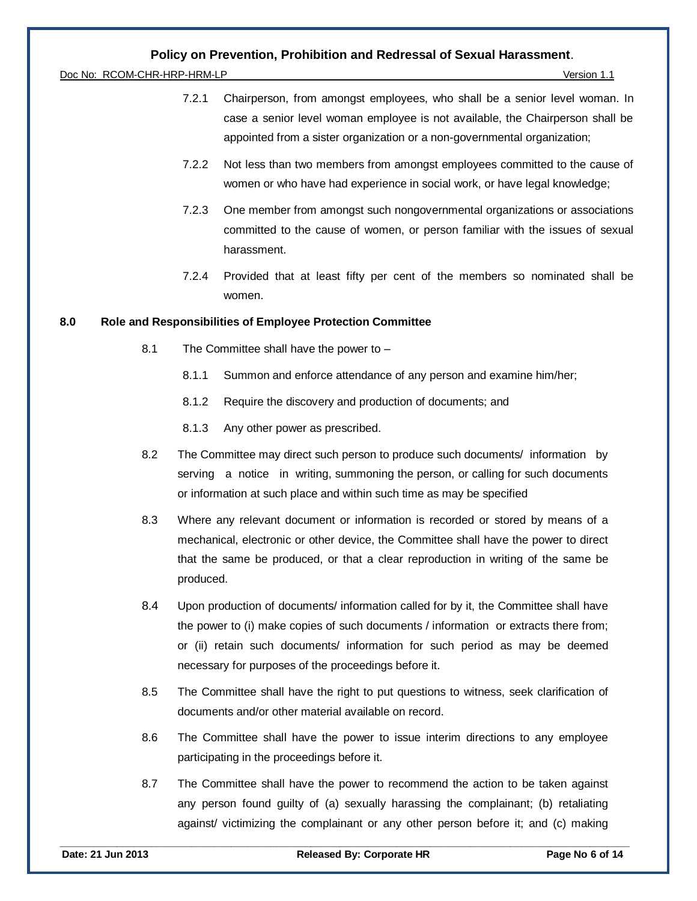7.2.1 Chairperson, from amongst employees, who shall be a senior level woman. In case a senior level woman employee is not available, the Chairperson shall be appointed from a sister organization or a non-governmental organization;

7.2.2 Not less than two members from amongst employees committed to the cause of women or who have had experience in social work, or have legal knowledge;

7.2.3 One member from amongst such nongovernmental organizations or associations committed to the cause of women, or person familiar with the issues of sexual harassment.

7.2.4 Provided that at least fifty per cent of the members so nominated shall be women.

## 8.0 Role and Responsibilities of Employee Protection Committee

8.1 The Committee shall have the power to –

8.1.1 Summon and enforce attendance of any person and examine him/her;

8.1.2 Require the discovery and production of documents; and

8.1.3 Any other power as prescribed.

8.2 The Committee may direct such person to produce such documents/ information by serving a notice in writing, summoning the person, or calling for such documents or information at such place and within such time as may be specified

8.3 Where any relevant document or information is recorded or stored by means of a mechanical, electronic or other device, the Committee shall have the power to direct that the same be produced, or that a clear reproduction in writing of the same be produced.

8.4 Upon production of documents/ information called for by it, the Committee shall have the power to (i) make copies of such documents / information or extracts there from; or (ii) retain such documents/ information for such period as may be deemed necessary for purposes of the proceedings before it.

8.5 The Committee shall have the right to put questions to witness, seek clarification of documents and/or other material available on record.

8.6 The Committee shall have the power to issue interim directions to any employee participating in the proceedings before it.

8.7 The Committee shall have the power to recommend the action to be taken against any person found guilty of (a) sexually harassing the complainant; (b) retaliating against/ victimizing the complainant or any other person before it; and (c) making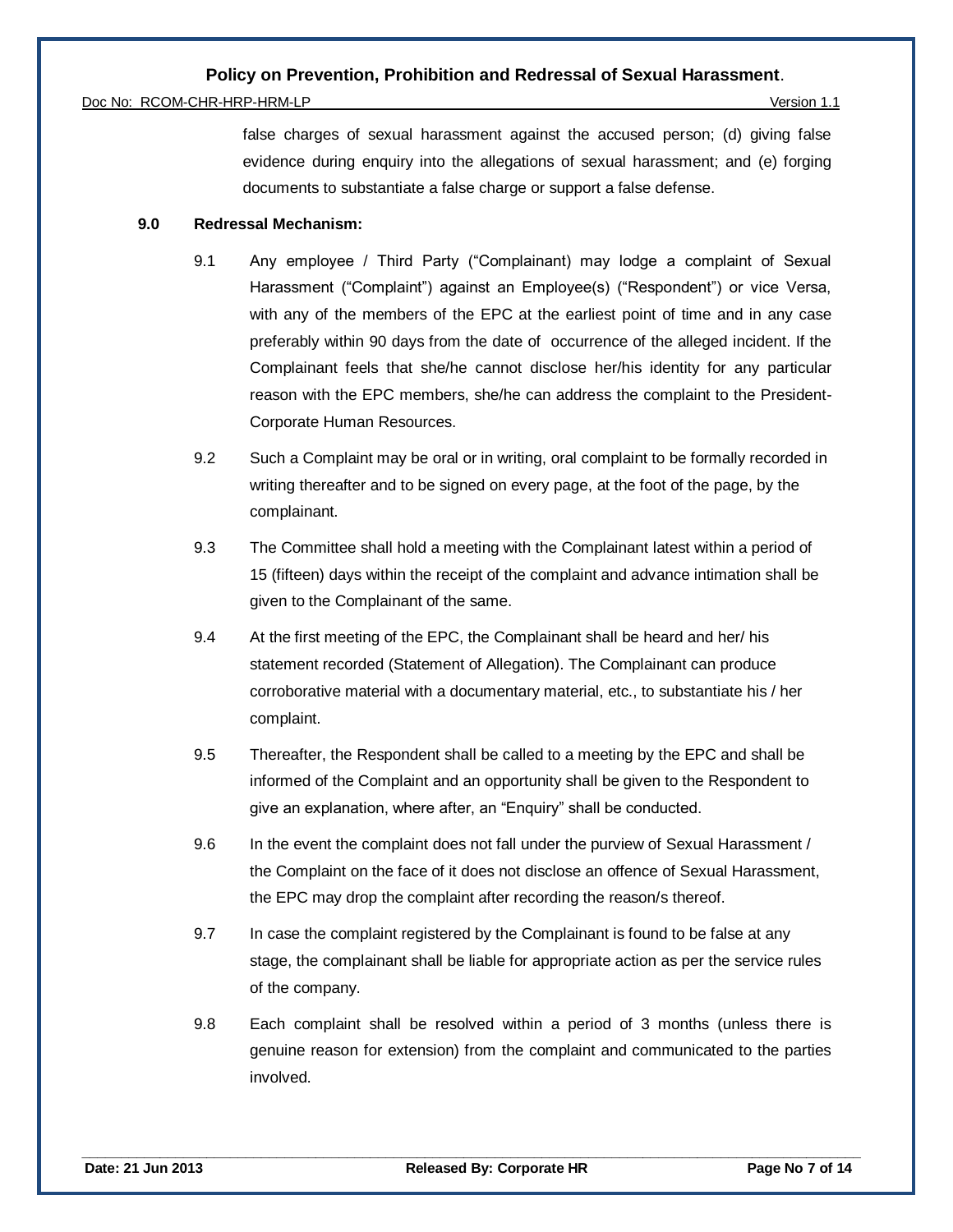false charges of sexual harassment against the accused person; (d) giving false evidence during enquiry into the allegations of sexual harassment; and (e) forging documents to substantiate a false charge or support a false defense.

**9.0 Redressal Mechanism:**

9.1 Any employee / Third Party ("Complainant) may lodge a complaint of Sexual Harassment ("Complaint") against an Employee(s) ("Respondent") or vice Versa, with any of the members of the EPC at the earliest point of time and in any case preferably within 90 days from the date of occurrence of the alleged incident. If the Complainant feels that she/he cannot disclose her/his identity for any particular reason with the EPC members, she/he can address the complaint to the President-Corporate Human Resources.

9.2 Such a Complaint may be oral or in writing, oral complaint to be formally recorded in writing thereafter and to be signed on every page, at the foot of the page, by the complainant.

9.3 The Committee shall hold a meeting with the Complainant latest within a period of 15 (fifteen) days within the receipt of the complaint and advance intimation shall be given to the Complainant of the same.

9.4 At the first meeting of the EPC, the Complainant shall be heard and her/ his statement recorded (Statement of Allegation). The Complainant can produce corroborative material with a documentary material, etc., to substantiate his / her complaint.

9.5 Thereafter, the Respondent shall be called to a meeting by the EPC and shall be informed of the Complaint and an opportunity shall be given to the Respondent to give an explanation, where after, an "Enquiry" shall be conducted.

9.6 In the event the complaint does not fall under the purview of Sexual Harassment / the Complaint on the face of it does not disclose an offence of Sexual Harassment, the EPC may drop the complaint after recording the reason/s thereof.

9.7 In case the complaint registered by the Complainant is found to be false at any stage, the complainant shall be liable for appropriate action as per the service rules of the company.

9.8 Each complaint shall be resolved within a period of 3 months (unless there is genuine reason for extension) from the complaint and communicated to the parties involved.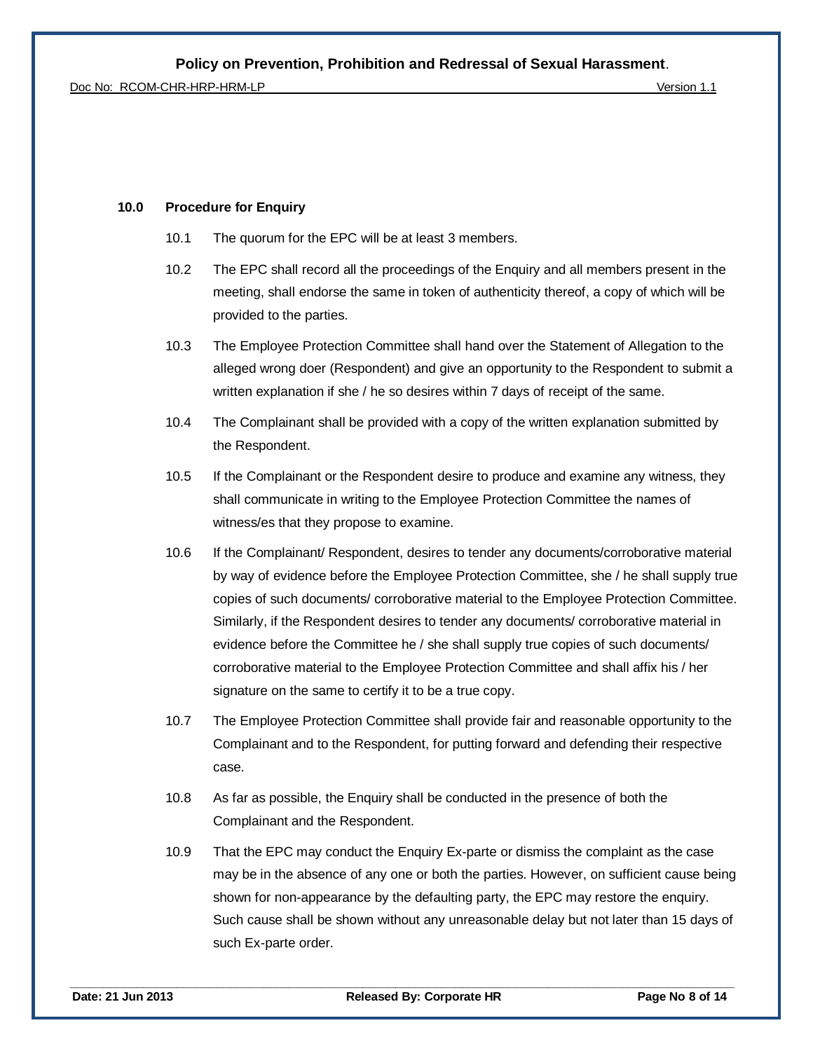## 10.0 Procedure for Enquiry

10.1 The quorum for the EPC will be at least 3 members.

10.2 The EPC shall record all the proceedings of the Enquiry and all members present in the meeting, shall endorse the same in token of authenticity thereof, a copy of which will be provided to the parties.

10.3 The Employee Protection Committee shall hand over the Statement of Allegation to the alleged wrong doer (Respondent) and give an opportunity to the Respondent to submit a written explanation if she / he so desires within 7 days of receipt of the same.

10.4 The Complainant shall be provided with a copy of the written explanation submitted by the Respondent.

10.5 If the Complainant or the Respondent desire to produce and examine any witness, they shall communicate in writing to the Employee Protection Committee the names of witness/es that they propose to examine.

10.6 If the Complainant/ Respondent, desires to tender any documents/corroborative material by way of evidence before the Employee Protection Committee, she / he shall supply true copies of such documents/ corroborative material to the Employee Protection Committee. Similarly, if the Respondent desires to tender any documents/ corroborative material in evidence before the Committee he / she shall supply true copies of such documents/ corroborative material to the Employee Protection Committee and shall affix his / her signature on the same to certify it to be a true copy.

10.7 The Employee Protection Committee shall provide fair and reasonable opportunity to the Complainant and to the Respondent, for putting forward and defending their respective case.

10.8 As far as possible, the Enquiry shall be conducted in the presence of both the Complainant and the Respondent.

10.9 That the EPC may conduct the Enquiry Ex-parte or dismiss the complaint as the case may be in the absence of any one or both the parties. However, on sufficient cause being shown for non-appearance by the defaulting party, the EPC may restore the enquiry. Such cause shall be shown without any unreasonable delay but not later than 15 days of such Ex-parte order.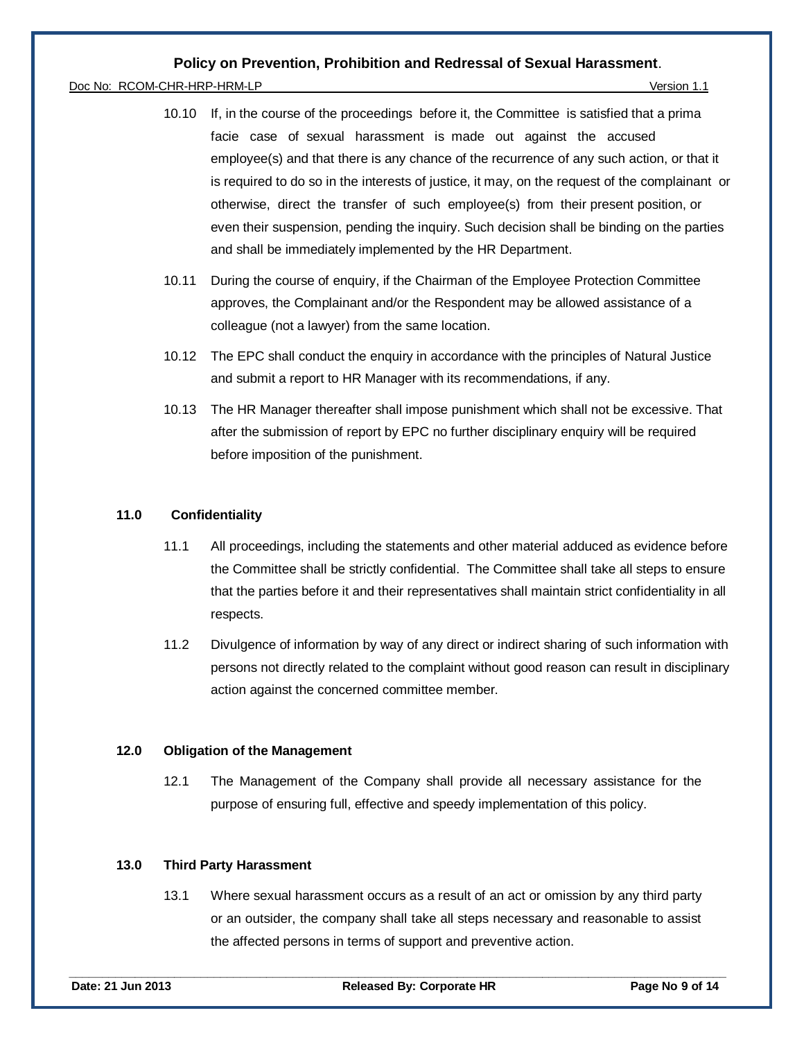10.10 If, in the course of the proceedings before it, the Committee is satisfied that a prima facie case of sexual harassment is made out against the accused employee(s) and that there is any chance of the recurrence of any such action, or that it is required to do so in the interests of justice, it may, on the request of the complainant or otherwise, direct the transfer of such employee(s) from their present position, or even their suspension, pending the inquiry. Such decision shall be binding on the parties and shall be immediately implemented by the HR Department.

10.11 During the course of enquiry, if the Chairman of the Employee Protection Committee approves, the Complainant and/or the Respondent may be allowed assistance of a colleague (not a lawyer) from the same location.

10.12 The EPC shall conduct the enquiry in accordance with the principles of Natural Justice and submit a report to HR Manager with its recommendations, if any.

10.13 The HR Manager thereafter shall impose punishment which shall not be excessive. That after the submission of report by EPC no further disciplinary enquiry will be required before imposition of the punishment.

## 11.0 Confidentiality

11.1 All proceedings, including the statements and other material adduced as evidence before the Committee shall be strictly confidential. The Committee shall take all steps to ensure that the parties before it and their representatives shall maintain strict confidentiality in all respects.

11.2 Divulgence of information by way of any direct or indirect sharing of such information with persons not directly related to the complaint without good reason can result in disciplinary action against the concerned committee member.

## 12.0 Obligation of the Management

12.1 The Management of the Company shall provide all necessary assistance for the purpose of ensuring full, effective and speedy implementation of this policy.

## 13.0 Third Party Harassment

13.1 Where sexual harassment occurs as a result of an act or omission by any third party or an outsider, the company shall take all steps necessary and reasonable to assist the affected persons in terms of support and preventive action.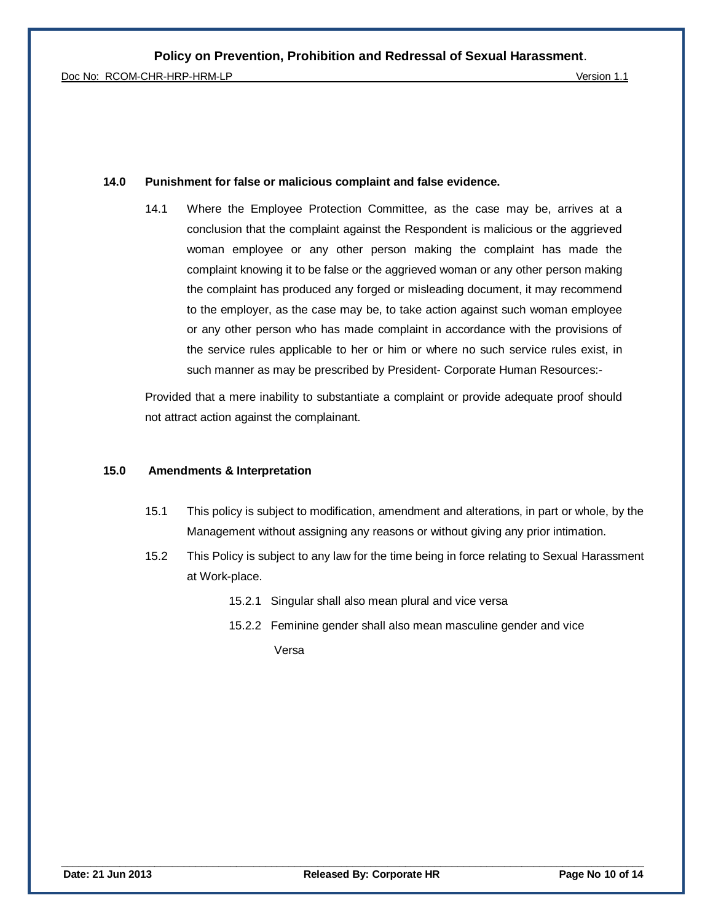## 14.0 Punishment for false or malicious complaint and false evidence.

14.1 Where the Employee Protection Committee, as the case may be, arrives at a conclusion that the complaint against the Respondent is malicious or the aggrieved woman employee or any other person making the complaint has made the complaint knowing it to be false or the aggrieved woman or any other person making the complaint has produced any forged or misleading document, it may recommend to the employer, as the case may be, to take action against such woman employee or any other person who has made complaint in accordance with the provisions of the service rules applicable to her or him or where no such service rules exist, in such manner as may be prescribed by President- Corporate Human Resources:-

Provided that a mere inability to substantiate a complaint or provide adequate proof should not attract action against the complainant.

## 15.0 Amendments & Interpretation

15.1 This policy is subject to modification, amendment and alterations, in part or whole, by the Management without assigning any reasons or without giving any prior intimation.

15.2 This Policy is subject to any law for the time being in force relating to Sexual Harassment at Work-place.

15.2.1 Singular shall also mean plural and vice versa

15.2.2 Feminine gender shall also mean masculine gender and vice Versa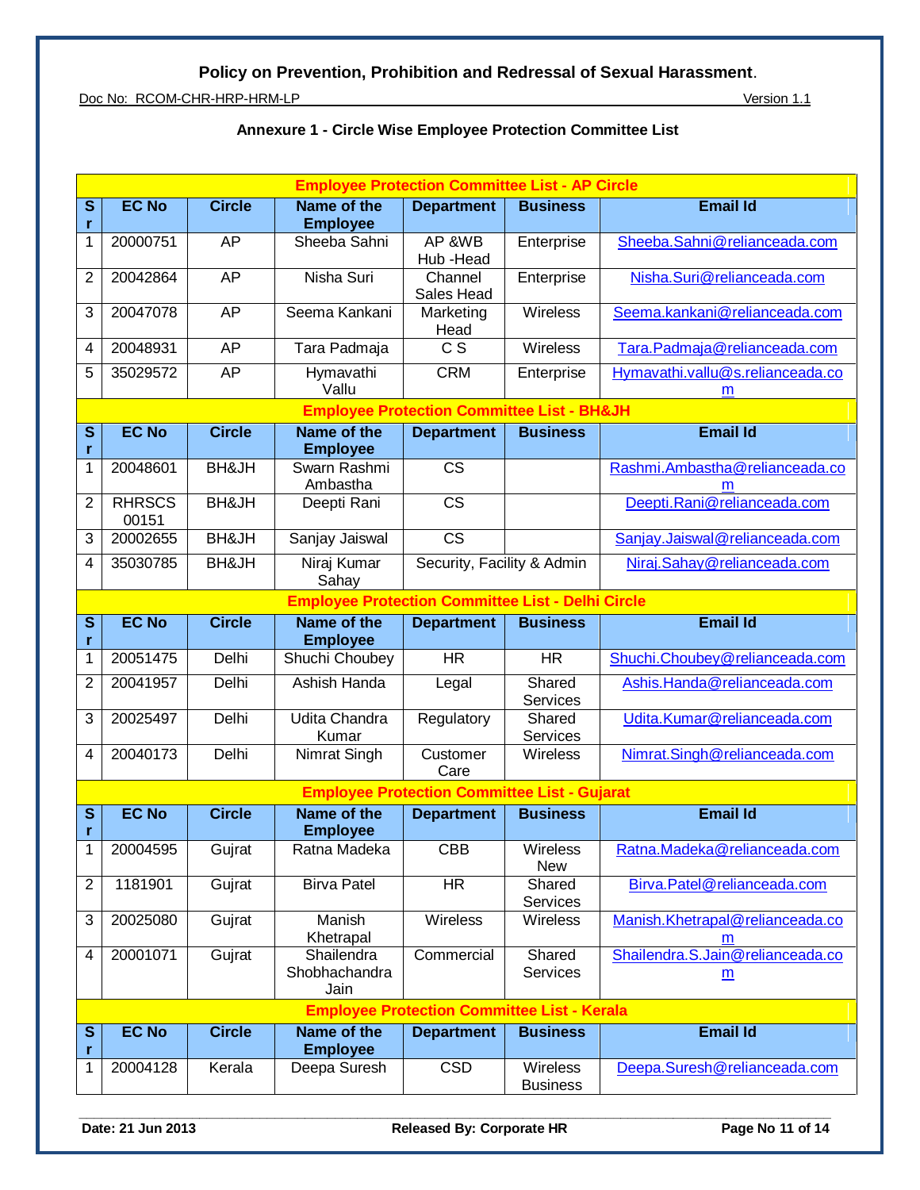## Annexure 1 - Circle Wise Employee Protection Committee List

| Employee Protection Committee List - AP Circle | | | | | | |
|---|---|---|---|---|---|---|
| Sr | EC No | Circle | Name of the Employee | Department | Business | Email Id |
| 1 | 20000751 | AP | Sheeba Sahni | AP &WB Hub -Head | Enterprise | Sheeba.Sahni@relianceada.com |
| 2 | 20042864 | AP | Nisha Suri | Channel Sales Head | Enterprise | Nisha.Suri@relianceada.com |
| 3 | 20047078 | AP | Seema Kankani | Marketing Head | Wireless | Seema.kankani@relianceada.com |
| 4 | 20048931 | AP | Tara Padmaja | C S | Wireless | Tara.Padmaja@relianceada.com |
| 5 | 35029572 | AP | Hymavathi Vallu | CRM | Enterprise | Hymavathi.vallu@s.relianceada.com |

| Employee Protection Committee List - BH&JH | | | | | | |
|---|---|---|---|---|---|---|
| Sr | EC No | Circle | Name of the Employee | Department | Business | Email Id |
| 1 | 20048601 | BH&JH | Swarn Rashmi Ambastha | CS | | Rashmi.Ambastha@relianceada.com |
| 2 | RHRSCS 00151 | BH&JH | Deepti Rani | CS | | Deepti.Rani@relianceada.com |
| 3 | 20002655 | BH&JH | Sanjay Jaiswal | CS | | Sanjay.Jaiswal@relianceada.com |
| 4 | 35030785 | BH&JH | Niraj Kumar Sahay | Security, Facility & Admin | | Niraj.Sahay@relianceada.com |

| Employee Protection Committee List - Delhi Circle | | | | | | |
|---|---|---|---|---|---|---|
| Sr | EC No | Circle | Name of the Employee | Department | Business | Email Id |
| 1 | 20051475 | Delhi | Shuchi Choubey | HR | HR | Shuchi.Choubey@relianceada.com |
| 2 | 20041957 | Delhi | Ashish Handa | Legal | Shared Services | Ashis.Handa@relianceada.com |
| 3 | 20025497 | Delhi | Udita Chandra Kumar | Regulatory | Shared Services | Udita.Kumar@relianceada.com |
| 4 | 20040173 | Delhi | Nimrat Singh | Customer Care | Wireless | Nimrat.Singh@relianceada.com |

| Employee Protection Committee List - Gujarat | | | | | | |
|---|---|---|---|---|---|---|
| Sr | EC No | Circle | Name of the Employee | Department | Business | Email Id |
| 1 | 20004595 | Gujrat | Ratna Madeka | CBB | Wireless New | Ratna.Madeka@relianceada.com |
| 2 | 1181901 | Gujrat | Birva Patel | HR | Shared Services | Birva.Patel@relianceada.com |
| 3 | 20025080 | Gujrat | Manish Khetrapal | Wireless | Wireless | Manish.Khetrapal@relianceada.com |
| 4 | 20001071 | Gujrat | Shailendra Shobhachandra Jain | Commercial | Shared Services | Shailendra.S.Jain@relianceada.com |

| Employee Protection Committee List - Kerala | | | | | | |
|---|---|---|---|---|---|---|
| Sr | EC No | Circle | Name of the Employee | Department | Business | Email Id |
| 1 | 20004128 | Kerala | Deepa Suresh | CSD | Wireless Business | Deepa.Suresh@relianceada.com |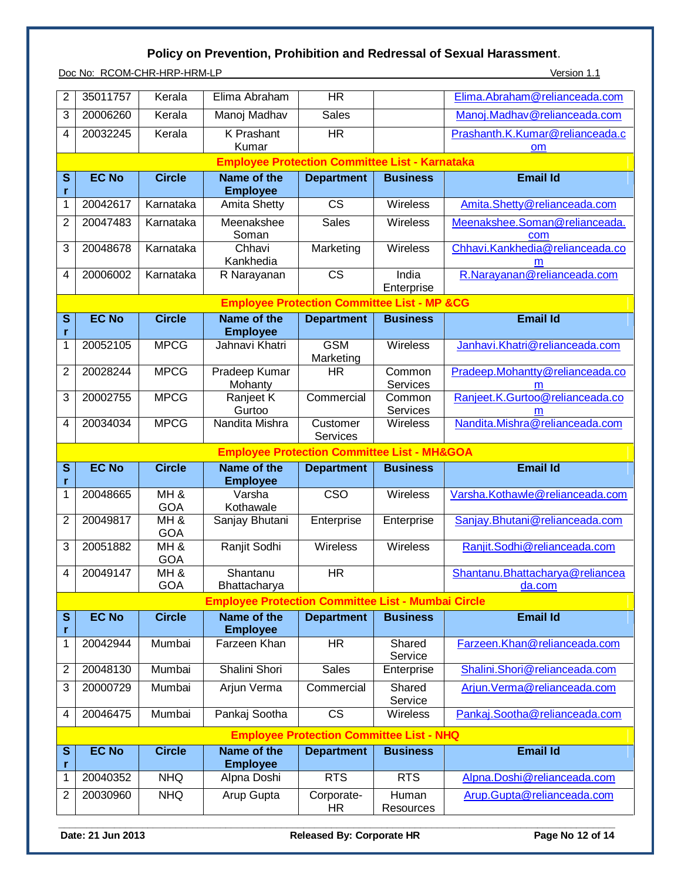| Sr | EC No | Circle | Name of the Employee | Department | Business | Email Id |
|---|---|---|---|---|---|---|
| 2 | 35011757 | Kerala | Elima Abraham | HR | | Elima.Abraham@relianceada.com |
| 3 | 20006260 | Kerala | Manoj Madhav | Sales | | Manoj.Madhav@relianceada.com |
| 4 | 20032245 | Kerala | K Prashant Kumar | HR | | Prashanth.K.Kumar@relianceada.com |

**Employee Protection Committee List - Karnataka**

| Sr | EC No | Circle | Name of the Employee | Department | Business | Email Id |
|---|---|---|---|---|---|---|
| 1 | 20042617 | Karnataka | Amita Shetty | CS | Wireless | Amita.Shetty@relianceada.com |
| 2 | 20047483 | Karnataka | Meenakshee Soman | Sales | Wireless | Meenakshee.Soman@relianceada.com |
| 3 | 20048678 | Karnataka | Chhavi Kankhedia | Marketing | Wireless | Chhavi.Kankhedia@relianceada.com |
| 4 | 20006002 | Karnataka | R Narayanan | CS | India Enterprise | R.Narayanan@relianceada.com |

**Employee Protection Committee List - MP &CG**

| Sr | EC No | Circle | Name of the Employee | Department | Business | Email Id |
|---|---|---|---|---|---|---|
| 1 | 20052105 | MPCG | Jahnavi Khatri | GSM Marketing | Wireless | Janhavi.Khatri@relianceada.com |
| 2 | 20028244 | MPCG | Pradeep Kumar Mohanty | HR | Common Services | Pradeep.Mohantty@relianceada.com |
| 3 | 20002755 | MPCG | Ranjeet K Gurtoo | Commercial | Common Services | Ranjeet.K.Gurtoo@relianceada.com |
| 4 | 20034034 | MPCG | Nandita Mishra | Customer Services | Wireless | Nandita.Mishra@relianceada.com |

**Employee Protection Committee List - MH&GOA**

| Sr | EC No | Circle | Name of the Employee | Department | Business | Email Id |
|---|---|---|---|---|---|---|
| 1 | 20048665 | MH & GOA | Varsha Kothawale | CSO | Wireless | Varsha.Kothawle@relianceada.com |
| 2 | 20049817 | MH & GOA | Sanjay Bhutani | Enterprise | Enterprise | Sanjay.Bhutani@relianceada.com |
| 3 | 20051882 | MH & GOA | Ranjit Sodhi | Wireless | Wireless | Ranjit.Sodhi@relianceada.com |
| 4 | 20049147 | MH & GOA | Shantanu Bhattacharya | HR | | Shantanu.Bhattacharya@relianceada.com |

**Employee Protection Committee List - Mumbai Circle**

| Sr | EC No | Circle | Name of the Employee | Department | Business | Email Id |
|---|---|---|---|---|---|---|
| 1 | 20042944 | Mumbai | Farzeen Khan | HR | Shared Service | Farzeen.Khan@relianceada.com |
| 2 | 20048130 | Mumbai | Shalini Shori | Sales | Enterprise | Shalini.Shori@relianceada.com |
| 3 | 20000729 | Mumbai | Arjun Verma | Commercial | Shared Service | Arjun.Verma@relianceada.com |
| 4 | 20046475 | Mumbai | Pankaj Sootha | CS | Wireless | Pankaj.Sootha@relianceada.com |

**Employee Protection Committee List - NHQ**

| Sr | EC No | Circle | Name of the Employee | Department | Business | Email Id |
|---|---|---|---|---|---|---|
| 1 | 20040352 | NHQ | Alpna Doshi | RTS | RTS | Alpna.Doshi@relianceada.com |
| 2 | 20030960 | NHQ | Arup Gupta | Corporate-HR | Human Resources | Arup.Gupta@relianceada.com |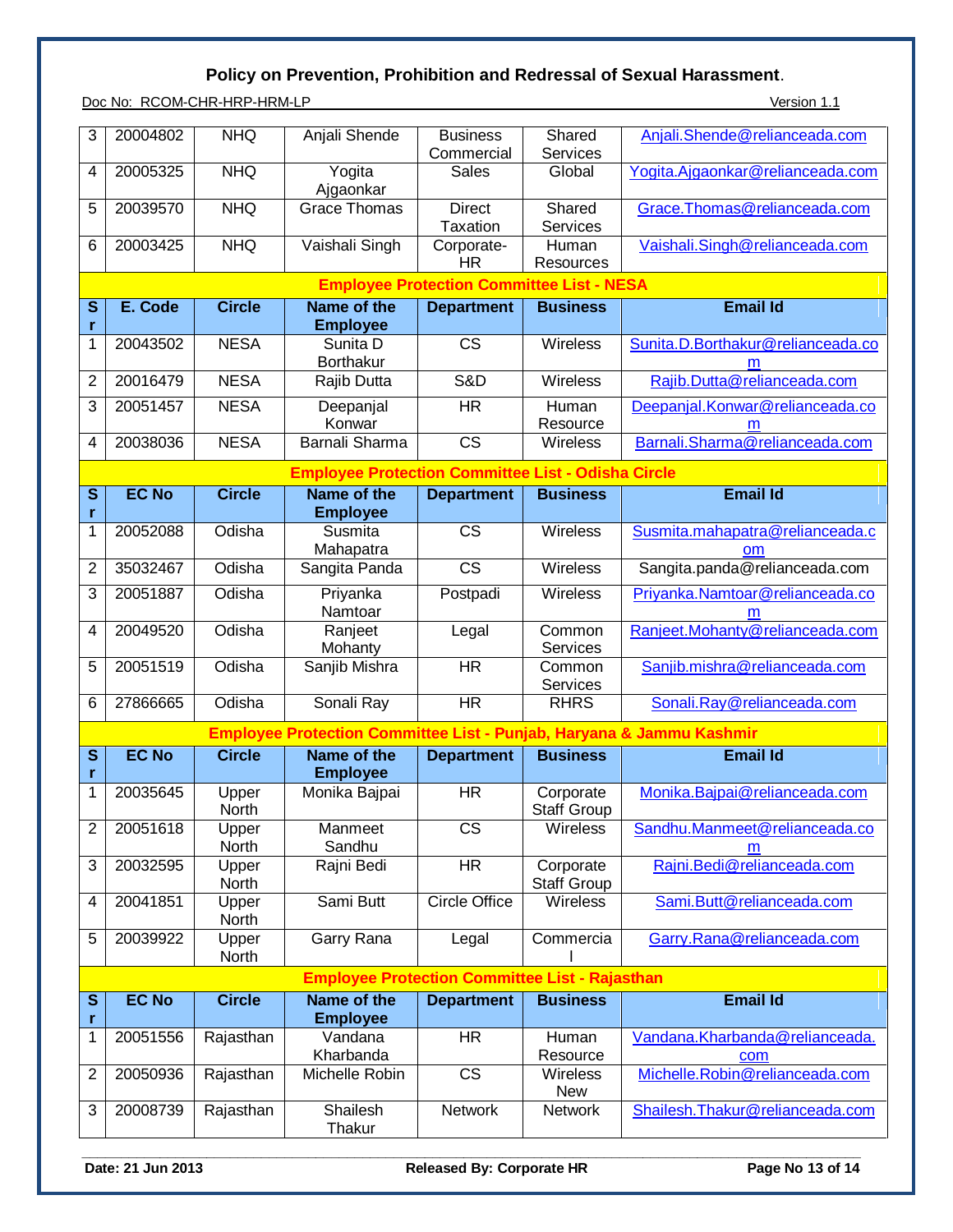| 3 | 20004802 | NHQ | Anjali Shende | Business Commercial | Shared Services | Anjali.Shende@relianceada.com |
|---|---|---|---|---|---|---|
| 4 | 20005325 | NHQ | Yogita Ajgaonkar | Sales | Global | Yogita.Ajgaonkar@relianceada.com |
| 5 | 20039570 | NHQ | Grace Thomas | Direct Taxation | Shared Services | Grace.Thomas@relianceada.com |
| 6 | 20003425 | NHQ | Vaishali Singh | Corporate-HR | Human Resources | Vaishali.Singh@relianceada.com |

**Employee Protection Committee List - NESA**

| Sr | E. Code | Circle | Name of the Employee | Department | Business | Email Id |
|---|---|---|---|---|---|---|
| 1 | 20043502 | NESA | Sunita D Borthakur | CS | Wireless | Sunita.D.Borthakur@relianceada.com |
| 2 | 20016479 | NESA | Rajib Dutta | S&D | Wireless | Rajib.Dutta@relianceada.com |
| 3 | 20051457 | NESA | Deepanjal Konwar | HR | Human Resource | Deepanjal.Konwar@relianceada.com |
| 4 | 20038036 | NESA | Barnali Sharma | CS | Wireless | Barnali.Sharma@relianceada.com |

**Employee Protection Committee List - Odisha Circle**

| Sr | EC No | Circle | Name of the Employee | Department | Business | Email Id |
|---|---|---|---|---|---|---|
| 1 | 20052088 | Odisha | Susmita Mahapatra | CS | Wireless | Susmita.mahapatra@relianceada.com |
| 2 | 35032467 | Odisha | Sangita Panda | CS | Wireless | Sangita.panda@relianceada.com |
| 3 | 20051887 | Odisha | Priyanka Namtoar | Postpadi | Wireless | Priyanka.Namtoar@relianceada.com |
| 4 | 20049520 | Odisha | Ranjeet Mohanty | Legal | Common Services | Ranjeet.Mohanty@relianceada.com |
| 5 | 20051519 | Odisha | Sanjib Mishra | HR | Common Services | Sanjib.mishra@relianceada.com |
| 6 | 27866665 | Odisha | Sonali Ray | HR | RHRS | Sonali.Ray@relianceada.com |

**Employee Protection Committee List - Punjab, Haryana & Jammu Kashmir**

| Sr | EC No | Circle | Name of the Employee | Department | Business | Email Id |
|---|---|---|---|---|---|---|
| 1 | 20035645 | Upper North | Monika Bajpai | HR | Corporate Staff Group | Monika.Bajpai@relianceada.com |
| 2 | 20051618 | Upper North | Manmeet Sandhu | CS | Wireless | Sandhu.Manmeet@relianceada.com |
| 3 | 20032595 | Upper North | Rajni Bedi | HR | Corporate Staff Group | Rajni.Bedi@relianceada.com |
| 4 | 20041851 | Upper North | Sami Butt | Circle Office | Wireless | Sami.Butt@relianceada.com |
| 5 | 20039922 | Upper North | Garry Rana | Legal | Commercial | Garry.Rana@relianceada.com |

**Employee Protection Committee List - Rajasthan**

| Sr | EC No | Circle | Name of the Employee | Department | Business | Email Id |
|---|---|---|---|---|---|---|
| 1 | 20051556 | Rajasthan | Vandana Kharbanda | HR | Human Resource | Vandana.Kharbanda@relianceada.com |
| 2 | 20050936 | Rajasthan | Michelle Robin | CS | Wireless New | Michelle.Robin@relianceada.com |
| 3 | 20008739 | Rajasthan | Shailesh Thakur | Network | Network | Shailesh.Thakur@relianceada.com |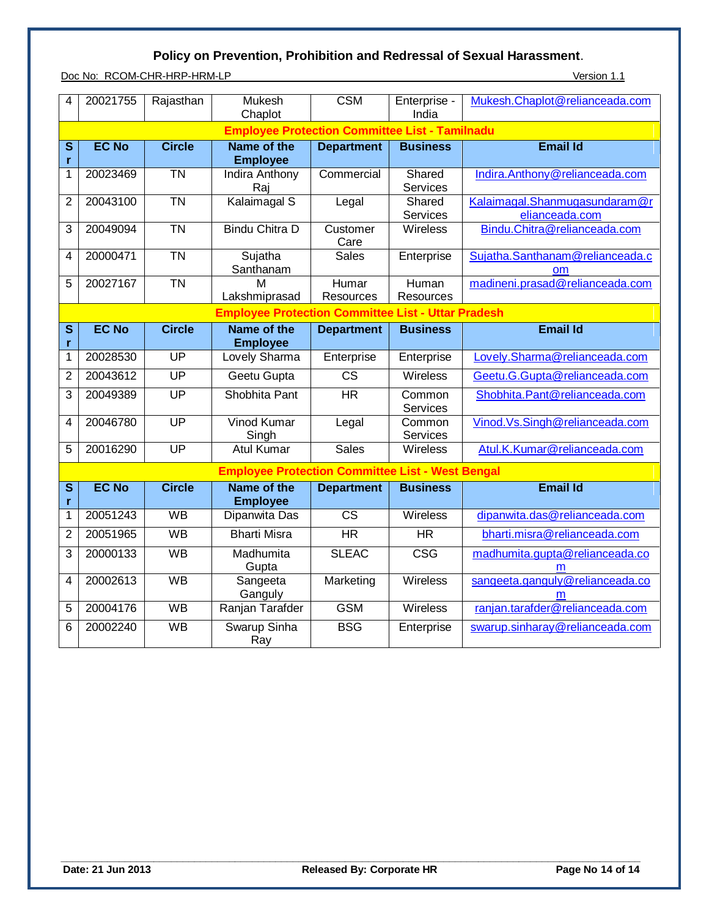| | | | | | | |
|---|---|---|---|---|---|---|
| 4 | 20021755 | Rajasthan | Mukesh Chaplot | CSM | Enterprise - India | Mukesh.Chaplot@relianceada.com |

**Employee Protection Committee List - Tamilnadu**

| Sr | EC No | Circle | Name of the Employee | Department | Business | Email Id |
|---|---|---|---|---|---|---|
| 1 | 20023469 | TN | Indira Anthony Raj | Commercial | Shared Services | Indira.Anthony@relianceada.com |
| 2 | 20043100 | TN | Kalaimagal S | Legal | Shared Services | Kalaimagal.Shanmugasundaram@relianceada.com |
| 3 | 20049094 | TN | Bindu Chitra D | Customer Care | Wireless | Bindu.Chitra@relianceada.com |
| 4 | 20000471 | TN | Sujatha Santhanam | Sales | Enterprise | Sujatha.Santhanam@relianceada.com |
| 5 | 20027167 | TN | M Lakshmiprasad | Humar Resources | Human Resources | madineni.prasad@relianceada.com |

**Employee Protection Committee List - Uttar Pradesh**

| Sr | EC No | Circle | Name of the Employee | Department | Business | Email Id |
|---|---|---|---|---|---|---|
| 1 | 20028530 | UP | Lovely Sharma | Enterprise | Enterprise | Lovely.Sharma@relianceada.com |
| 2 | 20043612 | UP | Geetu Gupta | CS | Wireless | Geetu.G.Gupta@relianceada.com |
| 3 | 20049389 | UP | Shobhita Pant | HR | Common Services | Shobhita.Pant@relianceada.com |
| 4 | 20046780 | UP | Vinod Kumar Singh | Legal | Common Services | Vinod.Vs.Singh@relianceada.com |
| 5 | 20016290 | UP | Atul Kumar | Sales | Wireless | Atul.K.Kumar@relianceada.com |

**Employee Protection Committee List - West Bengal**

| Sr | EC No | Circle | Name of the Employee | Department | Business | Email Id |
|---|---|---|---|---|---|---|
| 1 | 20051243 | WB | Dipanwita Das | CS | Wireless | dipanwita.das@relianceada.com |
| 2 | 20051965 | WB | Bharti Misra | HR | HR | bharti.misra@relianceada.com |
| 3 | 20000133 | WB | Madhumita Gupta | SLEAC | CSG | madhumita.gupta@relianceada.com |
| 4 | 20002613 | WB | Sangeeta Ganguly | Marketing | Wireless | sangeeta.ganguly@relianceada.com |
| 5 | 20004176 | WB | Ranjan Tarafder | GSM | Wireless | ranjan.tarafder@relianceada.com |
| 6 | 20002240 | WB | Swarup Sinha Ray | BSG | Enterprise | swarup.sinharay@relianceada.com |